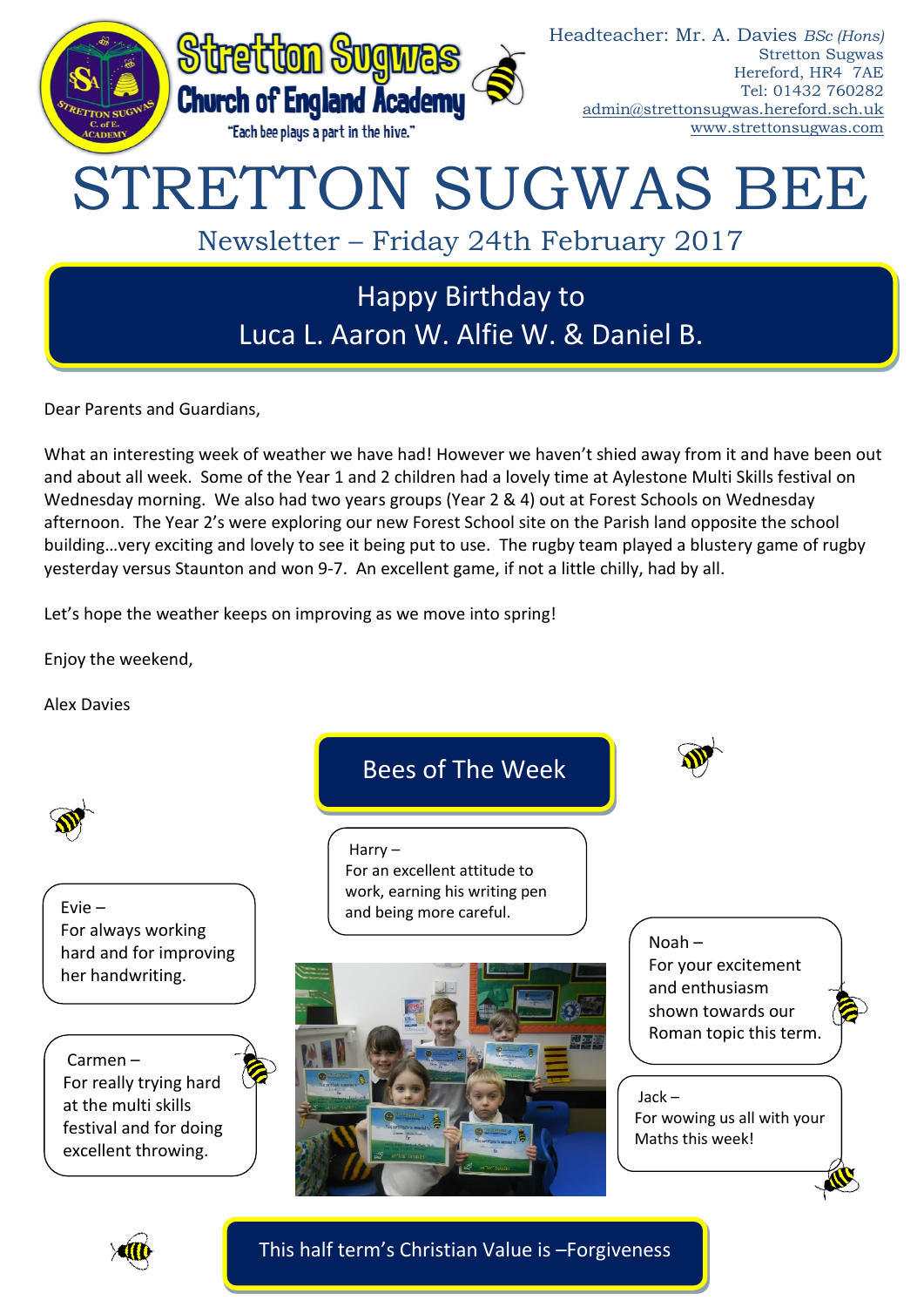Stretton Sugwas Church of England Academy
"Each bee plays a part in the hive."

Headteacher: Mr. A. Davies *BSc (Hons)*
Stretton Sugwas
Hereford, HR4 7AE
Tel: 01432 760282
admin@strettonsugwas.hereford.sch.uk
www.strettonsugwas.com

# STRETTON SUGWAS BEE

## Newsletter – Friday 24th February 2017

**Happy Birthday to**
**Luca L. Aaron W. Alfie W. & Daniel B.**

Dear Parents and Guardians,

What an interesting week of weather we have had! However we haven't shied away from it and have been out and about all week. Some of the Year 1 and 2 children had a lovely time at Aylestone Multi Skills festival on Wednesday morning. We also had two years groups (Year 2 & 4) out at Forest Schools on Wednesday afternoon. The Year 2's were exploring our new Forest School site on the Parish land opposite the school building…very exciting and lovely to see it being put to use. The rugby team played a blustery game of rugby yesterday versus Staunton and won 9-7. An excellent game, if not a little chilly, had by all.

Let's hope the weather keeps on improving as we move into spring!

Enjoy the weekend,

Alex Davies

## Bees of The Week

Harry – For an excellent attitude to work, earning his writing pen and being more careful.

Evie – For always working hard and for improving her handwriting.

Carmen – For really trying hard at the multi skills festival and for doing excellent throwing.

Noah – For your excitement and enthusiasm shown towards our Roman topic this term.

Jack – For wowing us all with your Maths this week!

**This half term's Christian Value is –Forgiveness**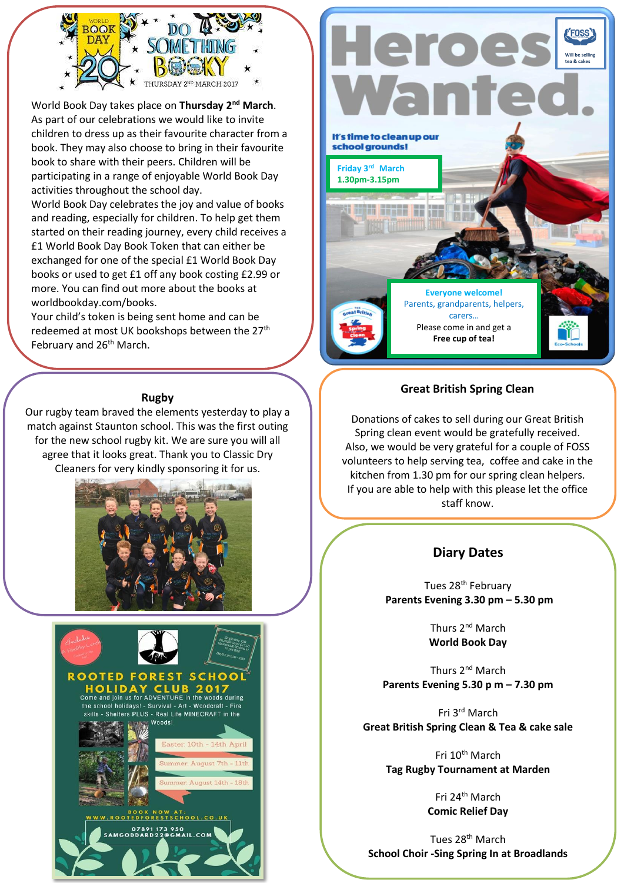WORLD BOOK DAY 20 — DO SOMETHING BOOKY — THURSDAY 2ND MARCH 2017

World Book Day takes place on **Thursday 2nd March**. As part of our celebrations we would like to invite children to dress up as their favourite character from a book. They may also choose to bring in their favourite book to share with their peers. Children will be participating in a range of enjoyable World Book Day activities throughout the school day.

World Book Day celebrates the joy and value of books and reading, especially for children. To help get them started on their reading journey, every child receives a £1 World Book Day Book Token that can either be exchanged for one of the special £1 World Book Day books or used to get £1 off any book costing £2.99 or more. You can find out more about the books at worldbookday.com/books.

Your child's token is being sent home and can be redeemed at most UK bookshops between the 27th February and 26th March.

# Heroes Wanted.

FOSS — Will be selling tea & cakes

**It's time to clean up our school grounds!**

**Friday 3rd March**
**1.30pm-3.15pm**

Everyone welcome!
Parents, grandparents, helpers, carers…
Please come in and get a
**Free cup of tea!**

## Rugby

Our rugby team braved the elements yesterday to play a match against Staunton school. This was the first outing for the new school rugby kit. We are sure you will all agree that it looks great. Thank you to Classic Dry Cleaners for very kindly sponsoring it for us.

## Great British Spring Clean

Donations of cakes to sell during our Great British Spring clean event would be gratefully received. Also, we would be very grateful for a couple of FOSS volunteers to help serving tea, coffee and cake in the kitchen from 1.30 pm for our spring clean helpers. If you are able to help with this please let the office staff know.

## ROOTED FOREST SCHOOL HOLIDAY CLUB 2017

Includes a Healthy Lunch

Come and join us for ADVENTURE in the woods during the school holidays! - Survival - Art - Woodcraft - Fire skills - Shelters PLUS - Real Life MINECRAFT in the Woods!

- Easter: 10th - 14th April
- Summer: August 7th - 11th
- Summer: August 14th - 18th

BOOK NOW AT:
WWW.ROOTEDFORESTSCHOOL.CO.UK
07891 173 950
SAMGODDARD22@GMAIL.COM

## Diary Dates

Tues 28th February
**Parents Evening 3.30 pm – 5.30 pm**

Thurs 2nd March
**World Book Day**

Thurs 2nd March
**Parents Evening 5.30 p m – 7.30 pm**

Fri 3rd March
**Great British Spring Clean & Tea & cake sale**

Fri 10th March
**Tag Rugby Tournament at Marden**

Fri 24th March
**Comic Relief Day**

Tues 28th March
**School Choir -Sing Spring In at Broadlands**